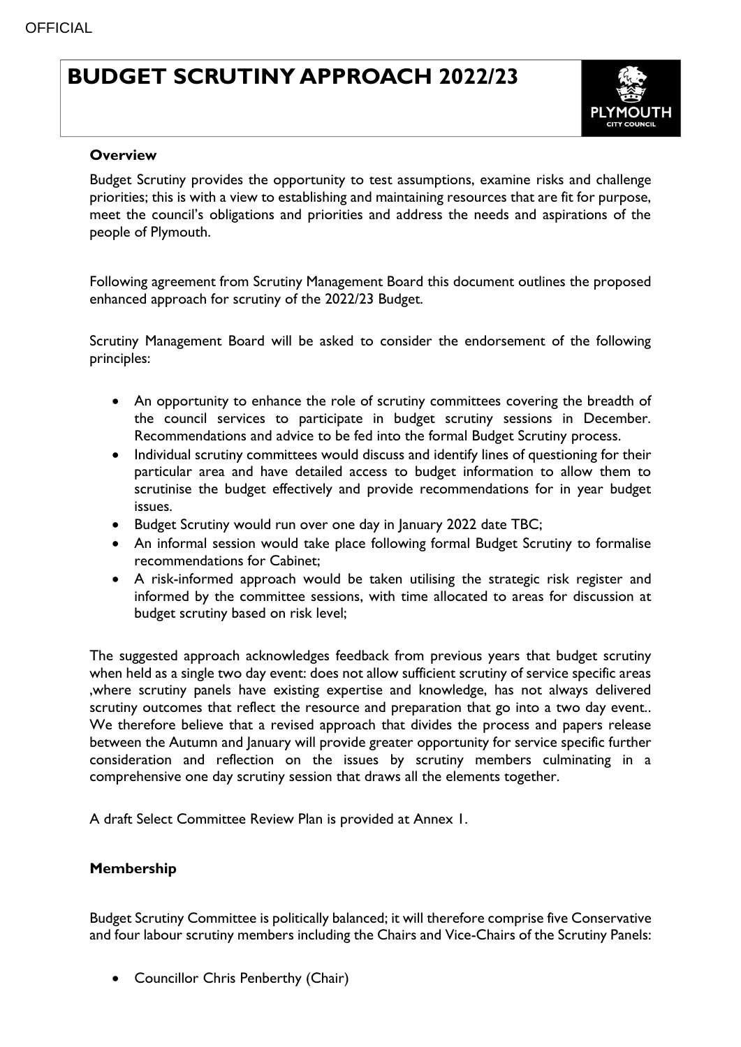OFFICIAL

# BUDGET SCRUTINY APPROACH 2022/23

PLYMOUTH CITY COUNCIL

**Overview**

Budget Scrutiny provides the opportunity to test assumptions, examine risks and challenge priorities; this is with a view to establishing and maintaining resources that are fit for purpose, meet the council's obligations and priorities and address the needs and aspirations of the people of Plymouth.

Following agreement from Scrutiny Management Board this document outlines the proposed enhanced approach for scrutiny of the 2022/23 Budget.

Scrutiny Management Board will be asked to consider the endorsement of the following principles:

- An opportunity to enhance the role of scrutiny committees covering the breadth of the council services to participate in budget scrutiny sessions in December. Recommendations and advice to be fed into the formal Budget Scrutiny process.
- Individual scrutiny committees would discuss and identify lines of questioning for their particular area and have detailed access to budget information to allow them to scrutinise the budget effectively and provide recommendations for in year budget issues.
- Budget Scrutiny would run over one day in January 2022 date TBC;
- An informal session would take place following formal Budget Scrutiny to formalise recommendations for Cabinet;
- A risk-informed approach would be taken utilising the strategic risk register and informed by the committee sessions, with time allocated to areas for discussion at budget scrutiny based on risk level;

The suggested approach acknowledges feedback from previous years that budget scrutiny when held as a single two day event: does not allow sufficient scrutiny of service specific areas ,where scrutiny panels have existing expertise and knowledge, has not always delivered scrutiny outcomes that reflect the resource and preparation that go into a two day event.. We therefore believe that a revised approach that divides the process and papers release between the Autumn and January will provide greater opportunity for service specific further consideration and reflection on the issues by scrutiny members culminating in a comprehensive one day scrutiny session that draws all the elements together.

A draft Select Committee Review Plan is provided at Annex 1.

**Membership**

Budget Scrutiny Committee is politically balanced; it will therefore comprise five Conservative and four labour scrutiny members including the Chairs and Vice-Chairs of the Scrutiny Panels:

- Councillor Chris Penberthy (Chair)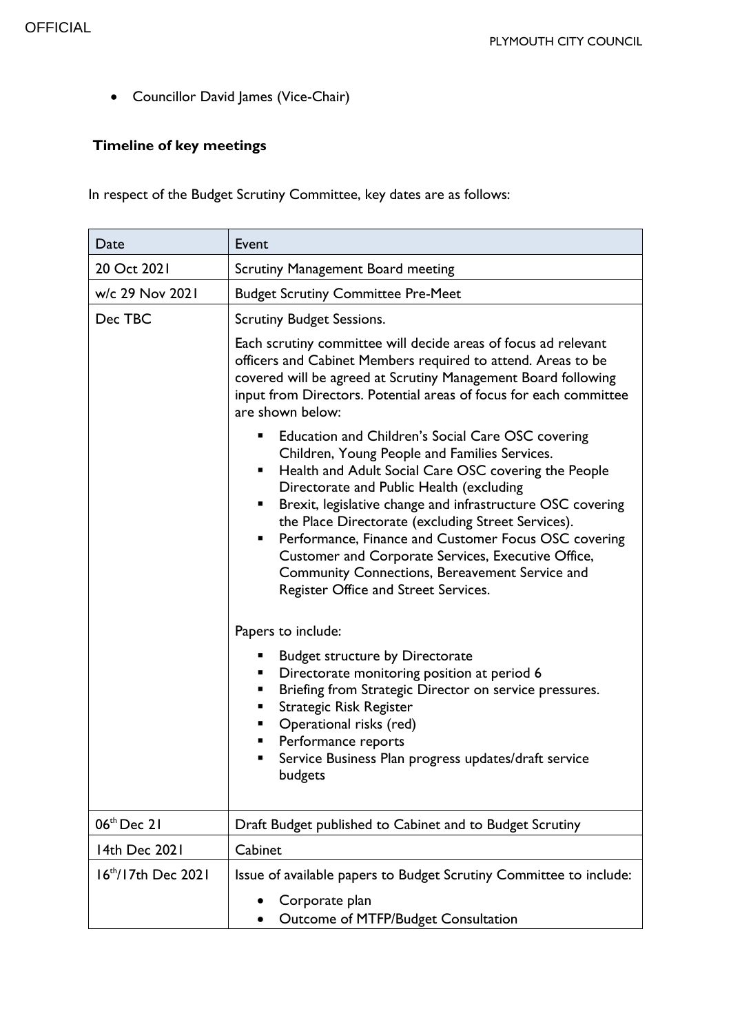- Councillor David James (Vice-Chair)

**Timeline of key meetings**

In respect of the Budget Scrutiny Committee, key dates are as follows:

| Date | Event |
|---|---|
| 20 Oct 2021 | Scrutiny Management Board meeting |
| w/c 29 Nov 2021 | Budget Scrutiny Committee Pre-Meet |
| Dec TBC | Scrutiny Budget Sessions.<br><br>Each scrutiny committee will decide areas of focus ad relevant officers and Cabinet Members required to attend. Areas to be covered will be agreed at Scrutiny Management Board following input from Directors. Potential areas of focus for each committee are shown below:<br><br>▪ Education and Children's Social Care OSC covering Children, Young People and Families Services.<br>▪ Health and Adult Social Care OSC covering the People Directorate and Public Health (excluding<br>▪ Brexit, legislative change and infrastructure OSC covering the Place Directorate (excluding Street Services).<br>▪ Performance, Finance and Customer Focus OSC covering Customer and Corporate Services, Executive Office, Community Connections, Bereavement Service and Register Office and Street Services.<br><br>Papers to include:<br><br>▪ Budget structure by Directorate<br>▪ Directorate monitoring position at period 6<br>▪ Briefing from Strategic Director on service pressures.<br>▪ Strategic Risk Register<br>▪ Operational risks (red)<br>▪ Performance reports<br>▪ Service Business Plan progress updates/draft service budgets |
| 06th Dec 21 | Draft Budget published to Cabinet and to Budget Scrutiny |
| 14th Dec 2021 | Cabinet |
| 16th/17th Dec 2021 | Issue of available papers to Budget Scrutiny Committee to include:<br><br>• Corporate plan<br>• Outcome of MTFP/Budget Consultation |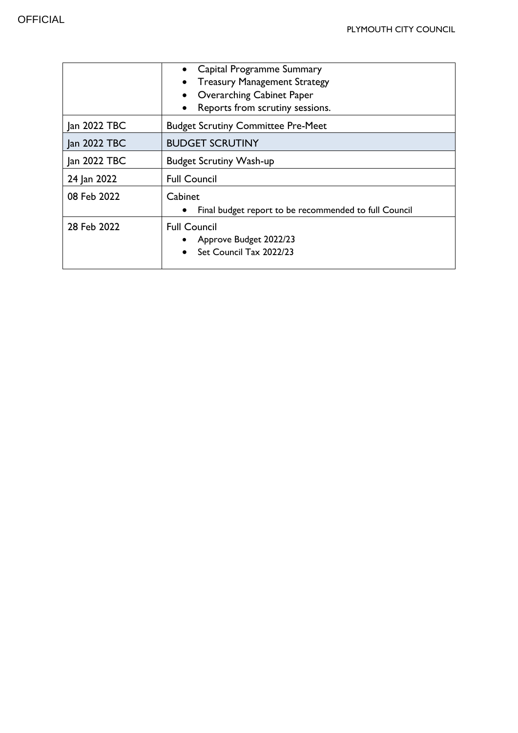| | |
|---|---|
| | • Capital Programme Summary<br>• Treasury Management Strategy<br>• Overarching Cabinet Paper<br>• Reports from scrutiny sessions. |
| Jan 2022 TBC | Budget Scrutiny Committee Pre-Meet |
| Jan 2022 TBC | BUDGET SCRUTINY |
| Jan 2022 TBC | Budget Scrutiny Wash-up |
| 24 Jan 2022 | Full Council |
| 08 Feb 2022 | Cabinet<br>• Final budget report to be recommended to full Council |
| 28 Feb 2022 | Full Council<br>• Approve Budget 2022/23<br>• Set Council Tax 2022/23 |